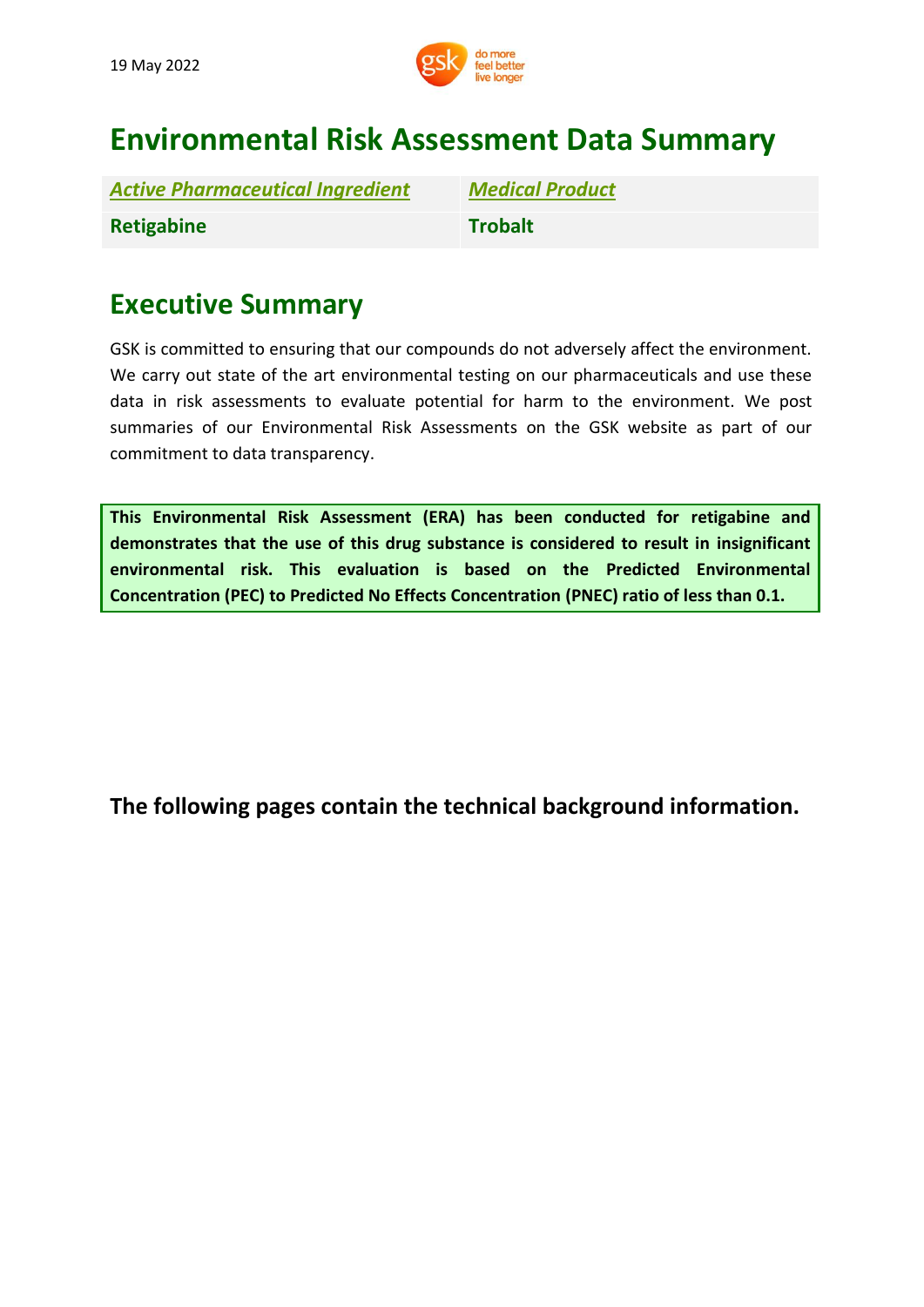19 May 2022

# Environmental Risk Assessment Data Summary

| *Active Pharmaceutical Ingredient* | *Medical Product* |
|---|---|
| **Retigabine** | **Trobalt** |

## Executive Summary

GSK is committed to ensuring that our compounds do not adversely affect the environment. We carry out state of the art environmental testing on our pharmaceuticals and use these data in risk assessments to evaluate potential for harm to the environment. We post summaries of our Environmental Risk Assessments on the GSK website as part of our commitment to data transparency.

**This Environmental Risk Assessment (ERA) has been conducted for retigabine and demonstrates that the use of this drug substance is considered to result in insignificant environmental risk. This evaluation is based on the Predicted Environmental Concentration (PEC) to Predicted No Effects Concentration (PNEC) ratio of less than 0.1.**

**The following pages contain the technical background information.**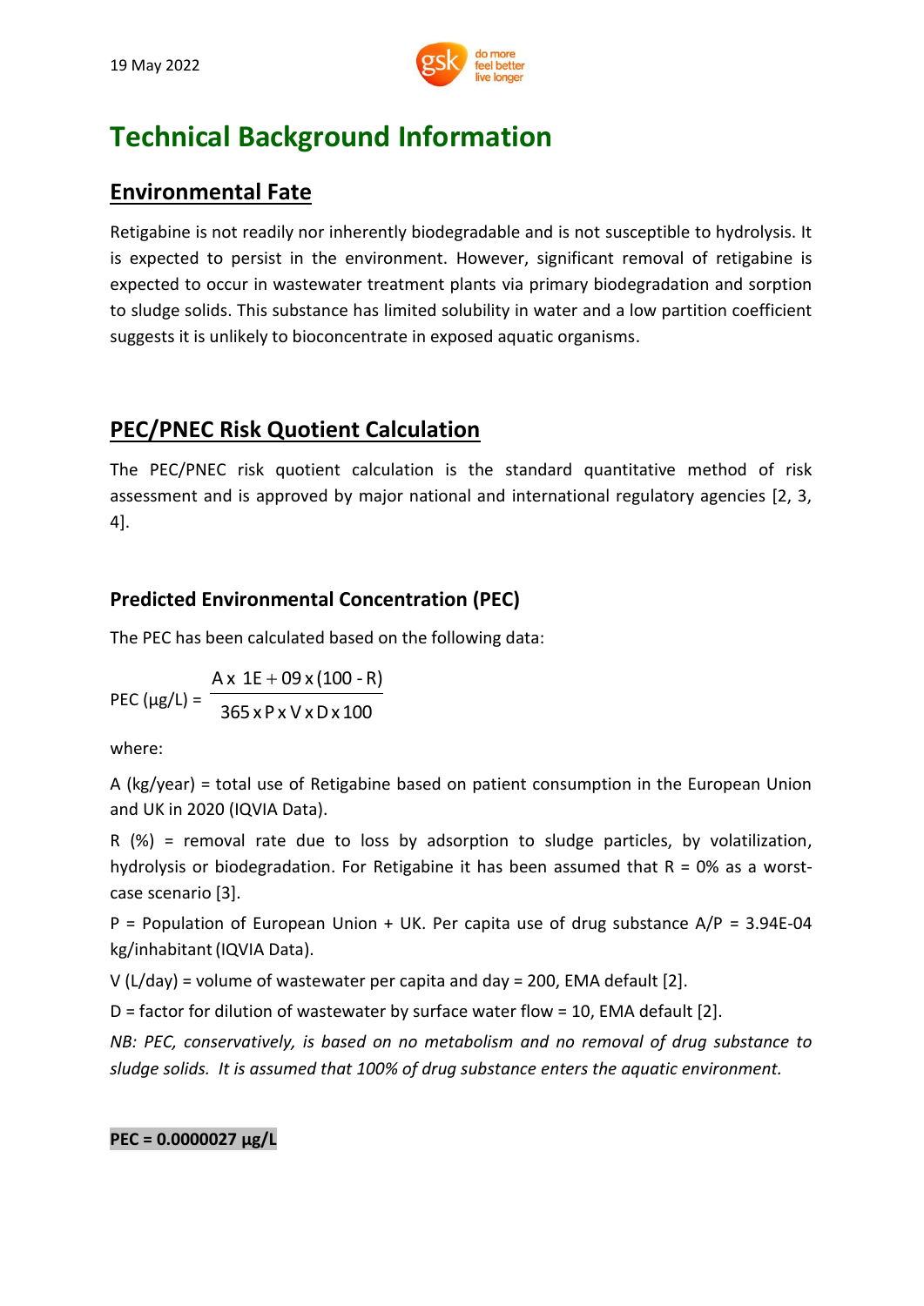# Technical Background Information

## Environmental Fate

Retigabine is not readily nor inherently biodegradable and is not susceptible to hydrolysis. It is expected to persist in the environment. However, significant removal of retigabine is expected to occur in wastewater treatment plants via primary biodegradation and sorption to sludge solids. This substance has limited solubility in water and a low partition coefficient suggests it is unlikely to bioconcentrate in exposed aquatic organisms.

## PEC/PNEC Risk Quotient Calculation

The PEC/PNEC risk quotient calculation is the standard quantitative method of risk assessment and is approved by major national and international regulatory agencies [2, 3, 4].

### Predicted Environmental Concentration (PEC)

The PEC has been calculated based on the following data:

$$\text{PEC } (\mu g/L) = \frac{A \times 1E+09 \times (100 - R)}{365 \times P \times V \times D \times 100}$$

where:

A (kg/year) = total use of Retigabine based on patient consumption in the European Union and UK in 2020 (IQVIA Data).

R (%) = removal rate due to loss by adsorption to sludge particles, by volatilization, hydrolysis or biodegradation. For Retigabine it has been assumed that R = 0% as a worst-case scenario [3].

P = Population of European Union + UK. Per capita use of drug substance A/P = 3.94E-04 kg/inhabitant (IQVIA Data).

V (L/day) = volume of wastewater per capita and day = 200, EMA default [2].

D = factor for dilution of wastewater by surface water flow = 10, EMA default [2].

*NB: PEC, conservatively, is based on no metabolism and no removal of drug substance to sludge solids. It is assumed that 100% of drug substance enters the aquatic environment.*

**PEC = 0.0000027 µg/L**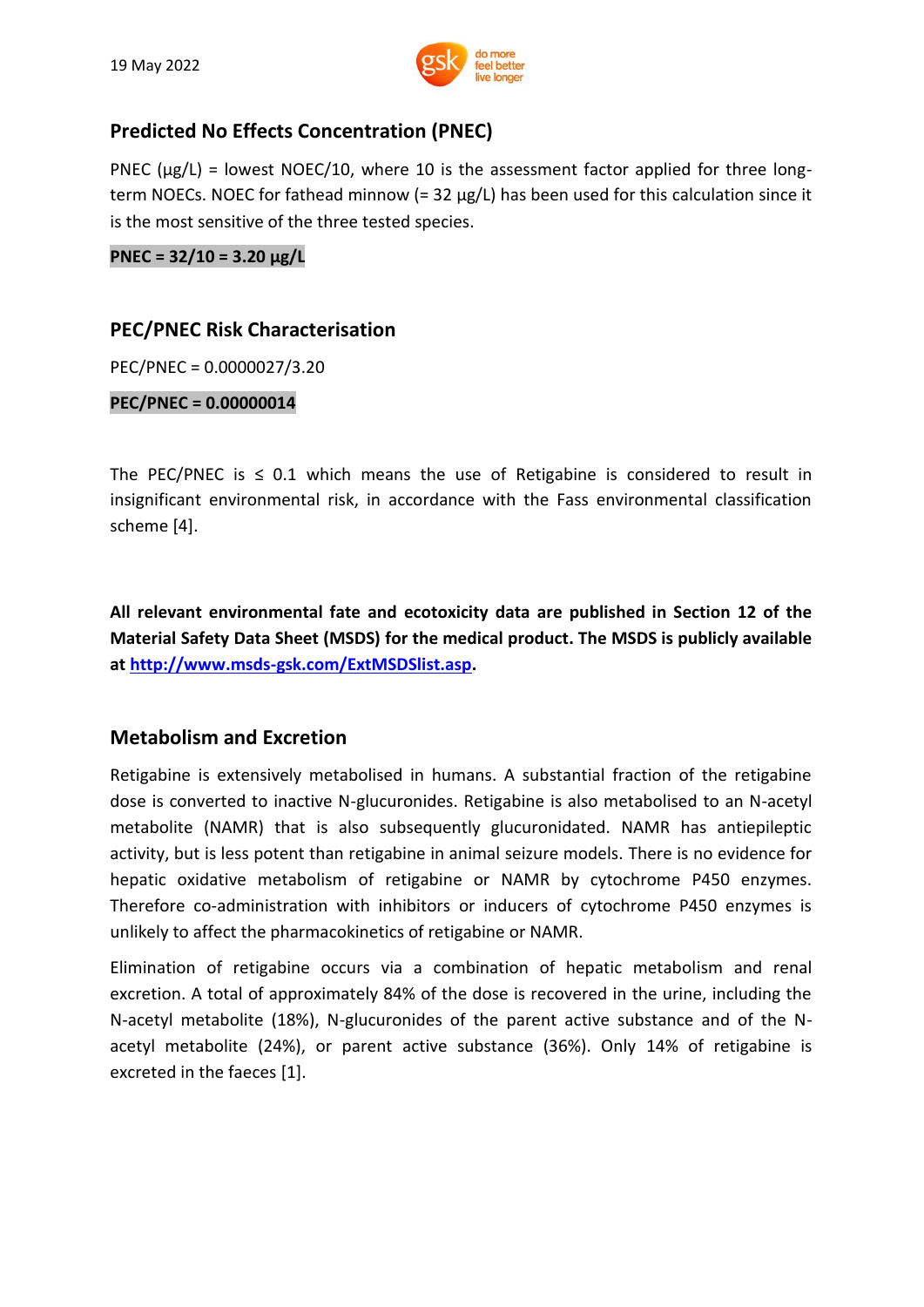## Predicted No Effects Concentration (PNEC)

PNEC (μg/L) = lowest NOEC/10, where 10 is the assessment factor applied for three long-term NOECs. NOEC for fathead minnow (= 32 μg/L) has been used for this calculation since it is the most sensitive of the three tested species.

**PNEC = 32/10 = 3.20 μg/L**

## PEC/PNEC Risk Characterisation

PEC/PNEC = 0.0000027/3.20

**PEC/PNEC = 0.00000014**

The PEC/PNEC is ≤ 0.1 which means the use of Retigabine is considered to result in insignificant environmental risk, in accordance with the Fass environmental classification scheme [4].

**All relevant environmental fate and ecotoxicity data are published in Section 12 of the Material Safety Data Sheet (MSDS) for the medical product. The MSDS is publicly available at [http://www.msds-gsk.com/ExtMSDSlist.asp](http://www.msds-gsk.com/ExtMSDSlist.asp).**

## Metabolism and Excretion

Retigabine is extensively metabolised in humans. A substantial fraction of the retigabine dose is converted to inactive N-glucuronides. Retigabine is also metabolised to an N-acetyl metabolite (NAMR) that is also subsequently glucuronidated. NAMR has antiepileptic activity, but is less potent than retigabine in animal seizure models. There is no evidence for hepatic oxidative metabolism of retigabine or NAMR by cytochrome P450 enzymes. Therefore co-administration with inhibitors or inducers of cytochrome P450 enzymes is unlikely to affect the pharmacokinetics of retigabine or NAMR.

Elimination of retigabine occurs via a combination of hepatic metabolism and renal excretion. A total of approximately 84% of the dose is recovered in the urine, including the N-acetyl metabolite (18%), N-glucuronides of the parent active substance and of the N-acetyl metabolite (24%), or parent active substance (36%). Only 14% of retigabine is excreted in the faeces [1].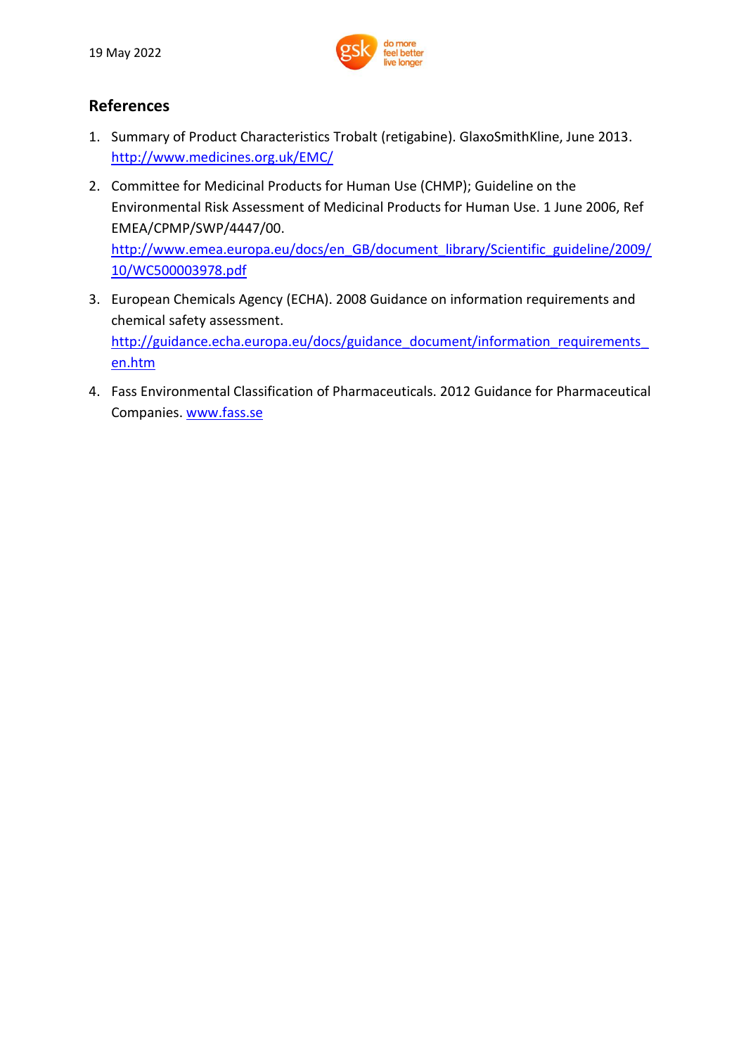## References

1. Summary of Product Characteristics Trobalt (retigabine). GlaxoSmithKline, June 2013. http://www.medicines.org.uk/EMC/
2. Committee for Medicinal Products for Human Use (CHMP); Guideline on the Environmental Risk Assessment of Medicinal Products for Human Use. 1 June 2006, Ref EMEA/CPMP/SWP/4447/00. http://www.emea.europa.eu/docs/en_GB/document_library/Scientific_guideline/2009/10/WC500003978.pdf
3. European Chemicals Agency (ECHA). 2008 Guidance on information requirements and chemical safety assessment. http://guidance.echa.europa.eu/docs/guidance_document/information_requirements_en.htm
4. Fass Environmental Classification of Pharmaceuticals. 2012 Guidance for Pharmaceutical Companies. www.fass.se